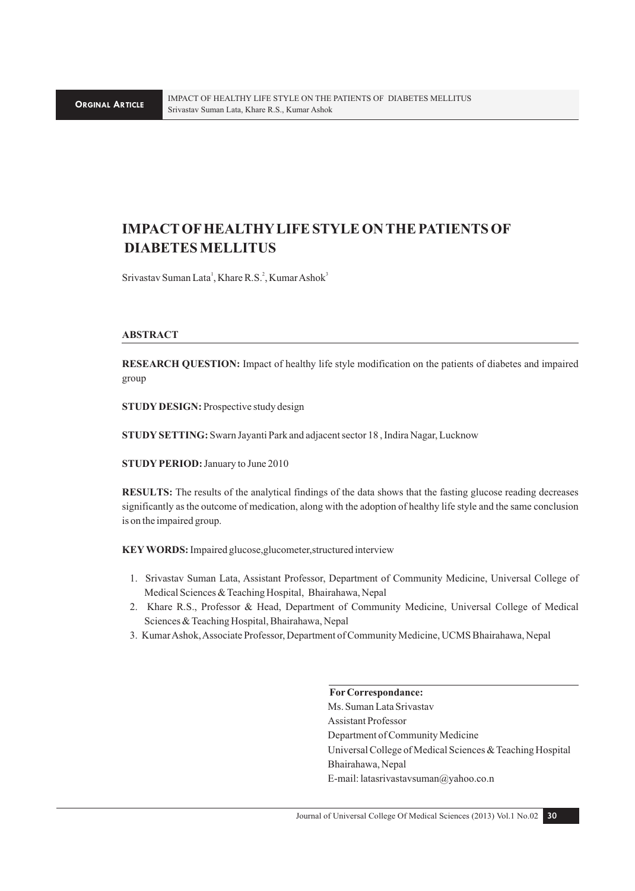# IMPACT OF HEALTHY LIFE STYLE ON THE PATIENTS OF DIABETES MELLITUS

Srivastav Suman Lata[1], Khare R.S.[2], Kumar Ashok[3]

## ABSTRACT

**RESEARCH QUESTION:** Impact of healthy life style modification on the patients of diabetes and impaired group

**STUDY DESIGN:** Prospective study design

**STUDY SETTING:** Swarn Jayanti Park and adjacent sector 18 , Indira Nagar, Lucknow

**STUDY PERIOD:** January to June 2010

**RESULTS:** The results of the analytical findings of the data shows that the fasting glucose reading decreases significantly as the outcome of medication, along with the adoption of healthy life style and the same conclusion is on the impaired group.

**KEY WORDS:** Impaired glucose,glucometer,structured interview

1. Srivastav Suman Lata, Assistant Professor, Department of Community Medicine, Universal College of Medical Sciences & Teaching Hospital, Bhairahawa, Nepal
2. Khare R.S., Professor & Head, Department of Community Medicine, Universal College of Medical Sciences & Teaching Hospital, Bhairahawa, Nepal
3. Kumar Ashok, Associate Professor, Department of Community Medicine, UCMS Bhairahawa, Nepal

**For Correspondance:**
Ms. Suman Lata Srivastav
Assistant Professor
Department of Community Medicine
Universal College of Medical Sciences & Teaching Hospital
Bhairahawa, Nepal
E-mail: latasrivastavsuman@yahoo.co.n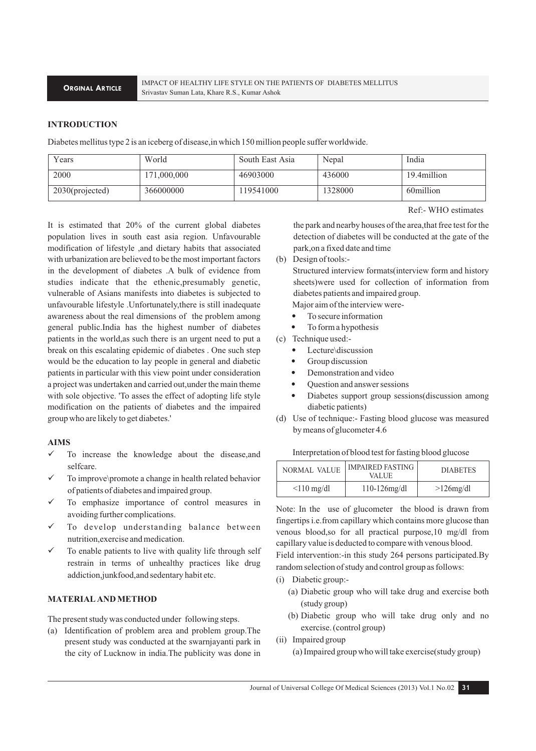## INTRODUCTION

Diabetes mellitus type 2 is an iceberg of disease,in which 150 million people suffer worldwide.

| Years | World | South East Asia | Nepal | India |
|---|---|---|---|---|
| 2000 | 171,000,000 | 46903000 | 436000 | 19.4million |
| 2030(projected) | 366000000 | 119541000 | 1328000 | 60million |

Ref:- WHO estimates

It is estimated that 20% of the current global diabetes population lives in south east asia region. Unfavourable modification of lifestyle ,and dietary habits that associated with urbanization are believed to be the most important factors in the development of diabetes .A bulk of evidence from studies indicate that the ethenic,presumably genetic, vulnerable of Asians manifests into diabetes is subjected to unfavourable lifestyle .Unfortunately,there is still inadequate awareness about the real dimensions of the problem among general public.India has the highest number of diabetes patients in the world,as such there is an urgent need to put a break on this escalating epidemic of diabetes . One such step would be the education to lay people in general and diabetic patients in particular with this view point under consideration a project was undertaken and carried out,under the main theme with sole objective. 'To asses the effect of adopting life style modification on the patients of diabetes and the impaired group who are likely to get diabetes.'

## AIMS

- ✓ To increase the knowledge about the disease,and selfcare.
- ✓ To improve\promote a change in health related behavior of patients of diabetes and impaired group.
- ✓ To emphasize importance of control measures in avoiding further complications.
- ✓ To develop understanding balance between nutrition,exercise and medication.
- ✓ To enable patients to live with quality life through self restrain in terms of unhealthy practices like drug addiction,junkfood,and sedentary habit etc.

## MATERIAL AND METHOD

The present study was conducted under following steps.

(a) Identification of problem area and problem group.The present study was conducted at the swarnjayanti park in the city of Lucknow in india.The publicity was done in the park and nearby houses of the area,that free test for the detection of diabetes will be conducted at the gate of the park,on a fixed date and time

(b) Design of tools:-
Structured interview formats(interview form and history sheets)were used for collection of information from diabetes patients and impaired group.
Major aim of the interview were-
- To secure information
- To form a hypothesis

(c) Technique used:-
- Lecture\discussion
- Group discussion
- Demonstration and video
- Question and answer sessions
- Diabetes support group sessions(discussion among diabetic patients)

(d) Use of technique:- Fasting blood glucose was measured by means of glucometer 4.6

Interpretation of blood test for fasting blood glucose

| NORMAL VALUE | IMPAIRED FASTING VALUE | DIABETES |
|---|---|---|
| <110 mg/dl | 110-126mg/dl | >126mg/dl |

Note: In the use of glucometer the blood is drawn from fingertips i.e.from capillary which contains more glucose than venous blood,so for all practical purpose,10 mg/dl from capillary value is deducted to compare with venous blood.

Field intervention:-in this study 264 persons participated.By random selection of study and control group as follows:

(i) Diabetic group:-
  (a) Diabetic group who will take drug and exercise both (study group)
  (b) Diabetic group who will take drug only and no exercise. (control group)

(ii) Impaired group
  (a) Impaired group who will take exercise(study group)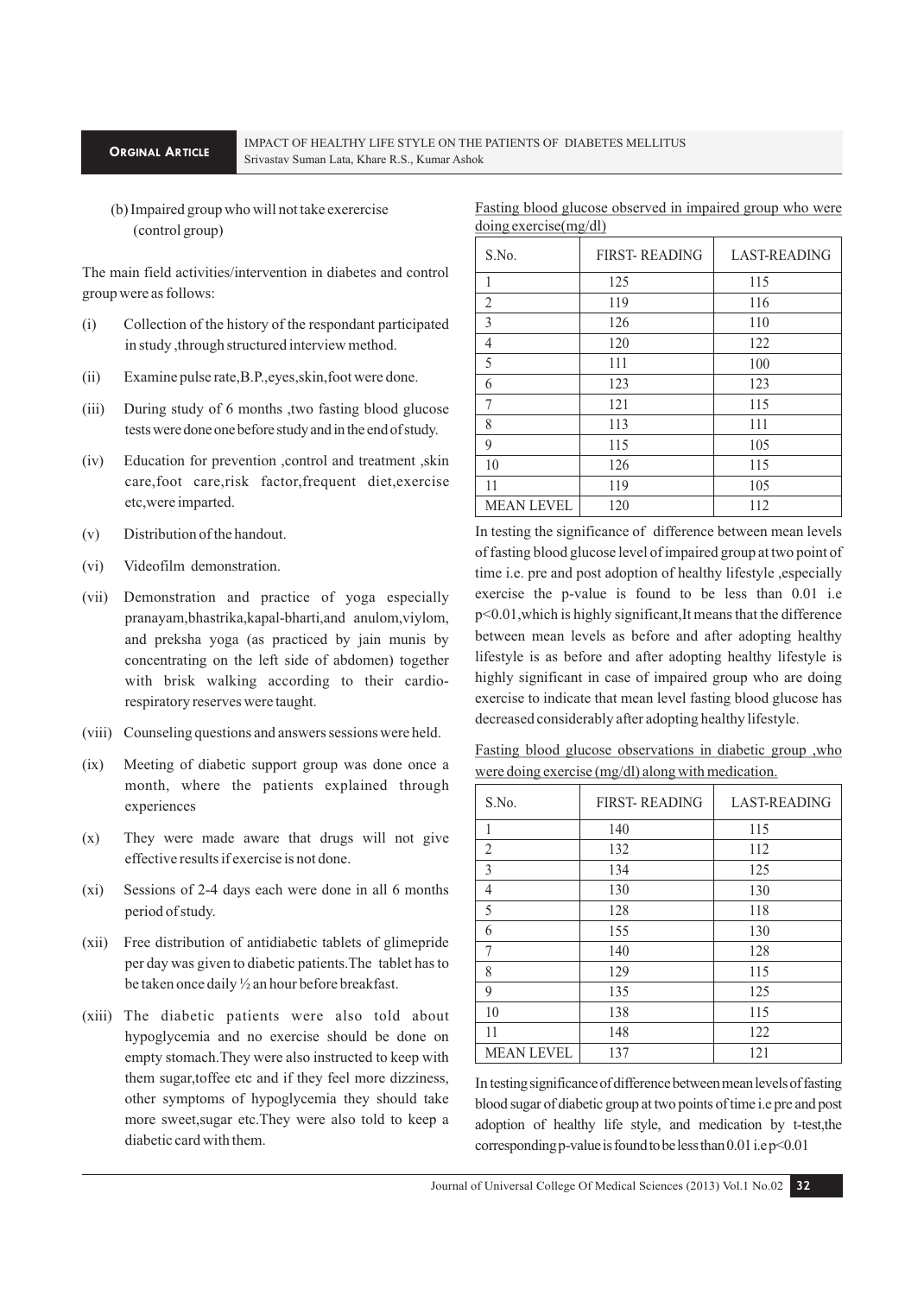(b) Impaired group who will not take exerercise (control group)

The main field activities/intervention in diabetes and control group were as follows:

(i) Collection of the history of the respondant participated in study ,through structured interview method.

(ii) Examine pulse rate,B.P.,eyes,skin,foot were done.

(iii) During study of 6 months ,two fasting blood glucose tests were done one before study and in the end of study.

(iv) Education for prevention ,control and treatment ,skin care,foot care,risk factor,frequent diet,exercise etc,were imparted.

(v) Distribution of the handout.

(vi) Videofilm demonstration.

(vii) Demonstration and practice of yoga especially pranayam,bhastrika,kapal-bharti,and anulom,viylom, and preksha yoga (as practiced by jain munis by concentrating on the left side of abdomen) together with brisk walking according to their cardio-respiratory reserves were taught.

(viii) Counseling questions and answers sessions were held.

(ix) Meeting of diabetic support group was done once a month, where the patients explained through experiences

(x) They were made aware that drugs will not give effective results if exercise is not done.

(xi) Sessions of 2-4 days each were done in all 6 months period of study.

(xii) Free distribution of antidiabetic tablets of glimepride per day was given to diabetic patients.The tablet has to be taken once daily ½ an hour before breakfast.

(xiii) The diabetic patients were also told about hypoglycemia and no exercise should be done on empty stomach.They were also instructed to keep with them sugar,toffee etc and if they feel more dizziness, other symptoms of hypoglycemia they should take more sweet,sugar etc.They were also told to keep a diabetic card with them.

Fasting blood glucose observed in impaired group who were doing exercise(mg/dl)

| S.No. | FIRST- READING | LAST-READING |
|---|---|---|
| 1 | 125 | 115 |
| 2 | 119 | 116 |
| 3 | 126 | 110 |
| 4 | 120 | 122 |
| 5 | 111 | 100 |
| 6 | 123 | 123 |
| 7 | 121 | 115 |
| 8 | 113 | 111 |
| 9 | 115 | 105 |
| 10 | 126 | 115 |
| 11 | 119 | 105 |
| MEAN LEVEL | 120 | 112 |

In testing the significance of difference between mean levels of fasting blood glucose level of impaired group at two point of time i.e. pre and post adoption of healthy lifestyle ,especially exercise the p-value is found to be less than 0.01 i.e $p<0.01$,which is highly significant,It means that the difference between mean levels as before and after adopting healthy lifestyle is as before and after adopting healthy lifestyle is highly significant in case of impaired group who are doing exercise to indicate that mean level fasting blood glucose has decreased considerably after adopting healthy lifestyle.

Fasting blood glucose observations in diabetic group ,who were doing exercise (mg/dl) along with medication.

| S.No. | FIRST- READING | LAST-READING |
|---|---|---|
| 1 | 140 | 115 |
| 2 | 132 | 112 |
| 3 | 134 | 125 |
| 4 | 130 | 130 |
| 5 | 128 | 118 |
| 6 | 155 | 130 |
| 7 | 140 | 128 |
| 8 | 129 | 115 |
| 9 | 135 | 125 |
| 10 | 138 | 115 |
| 11 | 148 | 122 |
| MEAN LEVEL | 137 | 121 |

In testing significance of difference between mean levels of fasting blood sugar of diabetic group at two points of time i.e pre and post adoption of healthy life style, and medication by t-test,the corresponding p-value is found to be less than 0.01 i.e $p<0.01$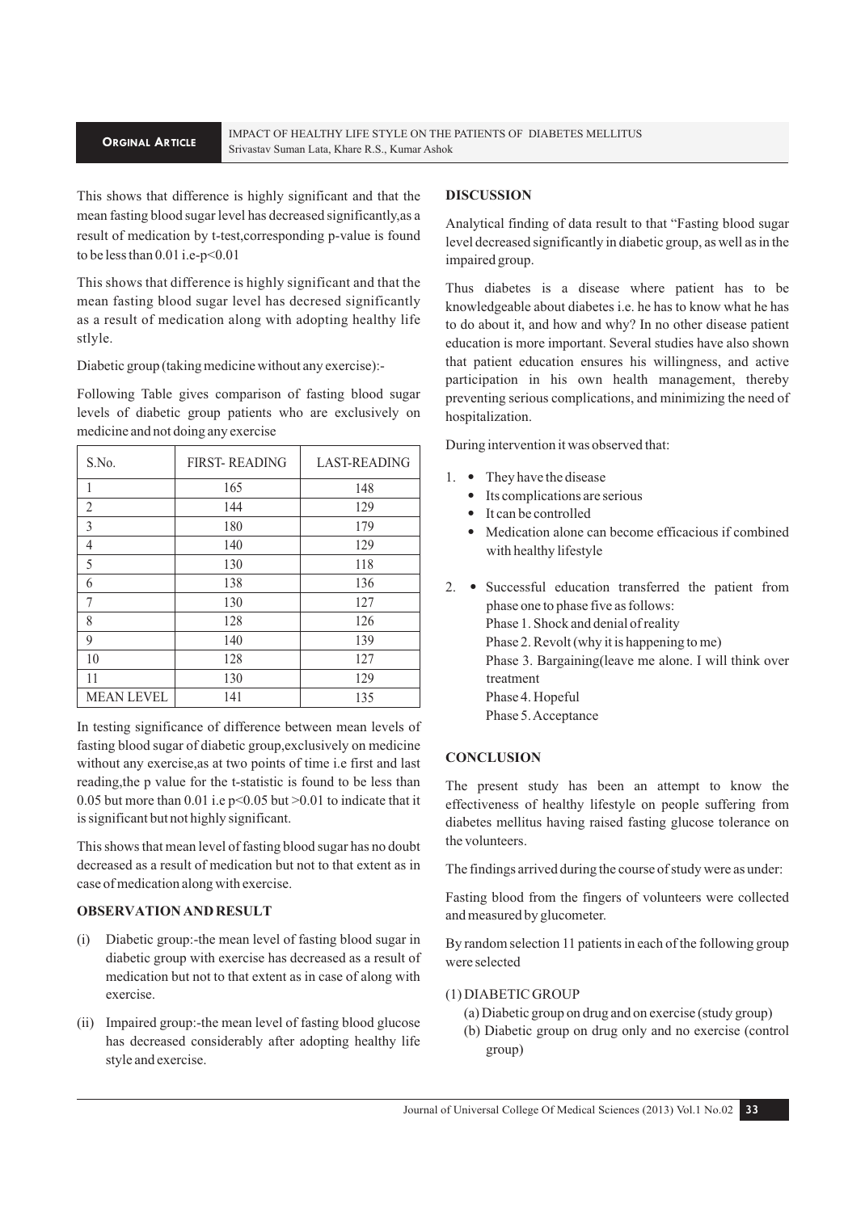This shows that difference is highly significant and that the mean fasting blood sugar level has decreased significantly,as a result of medication by t-test,corresponding p-value is found to be less than 0.01 i.e-$p<0.01$

This shows that difference is highly significant and that the mean fasting blood sugar level has decresed significantly as a result of medication along with adopting healthy life stlyle.

Diabetic group (taking medicine without any exercise):-

Following Table gives comparison of fasting blood sugar levels of diabetic group patients who are exclusively on medicine and not doing any exercise

| S.No. | FIRST- READING | LAST-READING |
|---|---|---|
| 1 | 165 | 148 |
| 2 | 144 | 129 |
| 3 | 180 | 179 |
| 4 | 140 | 129 |
| 5 | 130 | 118 |
| 6 | 138 | 136 |
| 7 | 130 | 127 |
| 8 | 128 | 126 |
| 9 | 140 | 139 |
| 10 | 128 | 127 |
| 11 | 130 | 129 |
| MEAN LEVEL | 141 | 135 |

In testing significance of difference between mean levels of fasting blood sugar of diabetic group,exclusively on medicine without any exercise,as at two points of time i.e first and last reading,the p value for the t-statistic is found to be less than 0.05 but more than 0.01 i.e $p<0.05$ but $>0.01$ to indicate that it is significant but not highly significant.

This shows that mean level of fasting blood sugar has no doubt decreased as a result of medication but not to that extent as in case of medication along with exercise.

## OBSERVATION AND RESULT

(i) Diabetic group:-the mean level of fasting blood sugar in diabetic group with exercise has decreased as a result of medication but not to that extent as in case of along with exercise.

(ii) Impaired group:-the mean level of fasting blood glucose has decreased considerably after adopting healthy life style and exercise.

## DISCUSSION

Analytical finding of data result to that "Fasting blood sugar level decreased significantly in diabetic group, as well as in the impaired group.

Thus diabetes is a disease where patient has to be knowledgeable about diabetes i.e. he has to know what he has to do about it, and how and why? In no other disease patient education is more important. Several studies have also shown that patient education ensures his willingness, and active participation in his own health management, thereby preventing serious complications, and minimizing the need of hospitalization.

During intervention it was observed that:

1. 
   - They have the disease
   - Its complications are serious
   - It can be controlled
   - Medication alone can become efficacious if combined with healthy lifestyle

2. 
   - Successful education transferred the patient from phase one to phase five as follows:
     Phase 1. Shock and denial of reality
     Phase 2. Revolt (why it is happening to me)
     Phase 3. Bargaining(leave me alone. I will think over treatment
     Phase 4. Hopeful
     Phase 5. Acceptance

## CONCLUSION

The present study has been an attempt to know the effectiveness of healthy lifestyle on people suffering from diabetes mellitus having raised fasting glucose tolerance on the volunteers.

The findings arrived during the course of study were as under:

Fasting blood from the fingers of volunteers were collected and measured by glucometer.

By random selection 11 patients in each of the following group were selected

(1) DIABETIC GROUP
   (a) Diabetic group on drug and on exercise (study group)
   (b) Diabetic group on drug only and no exercise (control group)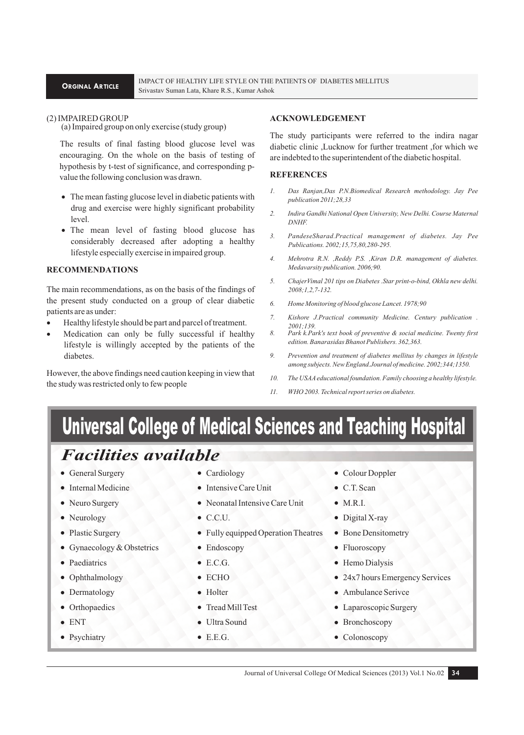(2) IMPAIRED GROUP

(a) Impaired group on only exercise (study group)

The results of final fasting blood glucose level was encouraging. On the whole on the basis of testing of hypothesis by t-test of significance, and corresponding p-value the following conclusion was drawn.

- The mean fasting glucose level in diabetic patients with drug and exercise were highly significant probability level.
- The mean level of fasting blood glucose has considerably decreased after adopting a healthy lifestyle especially exercise in impaired group.

## RECOMMENDATIONS

The main recommendations, as on the basis of the findings of the present study conducted on a group of clear diabetic patients are as under:

- Healthy lifestyle should be part and parcel of treatment.
- Medication can only be fully successful if healthy lifestyle is willingly accepted by the patients of the diabetes.

However, the above findings need caution keeping in view that the study was restricted only to few people

## ACKNOWLEDGEMENT

The study participants were referred to the indira nagar diabetic clinic ,Lucknow for further treatment ,for which we are indebted to the superintendent of the diabetic hospital.

## REFERENCES

1. *Das Ranjan,Das P.N.Biomedical Research methodology. Jay Pee publication 2011;28,33*
2. *Indira Gandhi National Open University, New Delhi. Course Maternal DNHF.*
3. *PandeseSharad.Practical management of diabetes. Jay Pee Publications. 2002;15,75,80,280-295.*
4. *Mehrotra R.N. ,Reddy P.S. ,Kiran D.R. management of diabetes. Medavarsity publication. 2006;90.*
5. *ChajerVimal 201 tips on Diabetes .Star print-o-bind, Okhla new delhi. 2008;1,2,7-132.*
6. *Home Monitoring of blood glucose Lancet. 1978;90*
7. *Kishore J.Practical community Medicine. Century publication . 2001;139.*
8. *Park k.Park's text book of preventive & social medicine. Twenty first edition. Banarasidas Bhanot Publishers. 362,363.*
9. *Prevention and treatment of diabetes mellitus by changes in lifestyle among subjects. New England.Journal of medicine. 2002;344;1350.*
10. *The USAA educational foundation. Family choosing a healthy lifestyle.*
11. *WHO 2003. Technical report series on diabetes.*

# Universal College of Medical Sciences and Teaching Hospital

## *Facilities available*

- General Surgery
- Internal Medicine
- Neuro Surgery
- Neurology
- Plastic Surgery
- Gynaecology & Obstetrics
- Paediatrics
- Ophthalmology
- Dermatology
- Orthopaedics
- ENT
- Psychiatry
- Cardiology
- Intensive Care Unit
- Neonatal Intensive Care Unit
- C.C.U.
- Fully equipped Operation Theatres
- Endoscopy
- E.C.G.
- ECHO
- Holter
- Tread Mill Test
- Ultra Sound
- E.E.G.
- Colour Doppler
- C.T. Scan
- M.R.I.
- Digital X-ray
- Bone Densitometry
- Fluoroscopy
- Hemo Dialysis
- 24x7 hours Emergency Services
- Ambulance Serivce
- Laparoscopic Surgery
- Bronchoscopy
- Colonoscopy